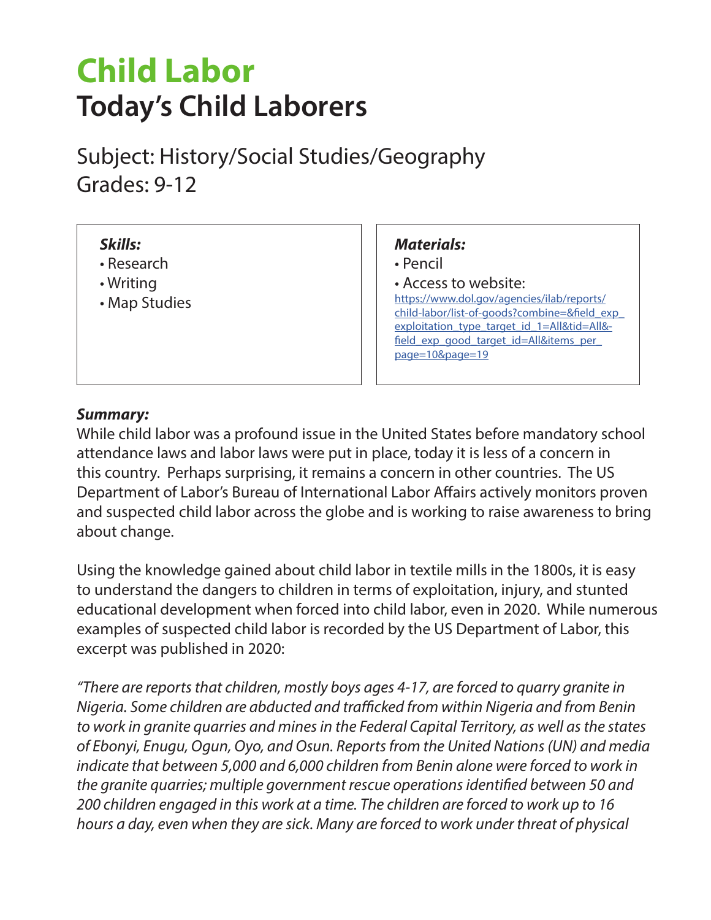# Child Labor
## Today's Child Laborers

Subject: History/Social Studies/Geography
Grades: 9-12

***Skills:***
- Research
- Writing
- Map Studies

***Materials:***
- Pencil
- Access to website: https://www.dol.gov/agencies/ilab/reports/child-labor/list-of-goods?combine=&field_exp_exploitation_type_target_id_1=All&tid=All&field_exp_good_target_id=All&items_per_page=10&page=19

***Summary:***
While child labor was a profound issue in the United States before mandatory school attendance laws and labor laws were put in place, today it is less of a concern in this country. Perhaps surprising, it remains a concern in other countries. The US Department of Labor's Bureau of International Labor Affairs actively monitors proven and suspected child labor across the globe and is working to raise awareness to bring about change.

Using the knowledge gained about child labor in textile mills in the 1800s, it is easy to understand the dangers to children in terms of exploitation, injury, and stunted educational development when forced into child labor, even in 2020. While numerous examples of suspected child labor is recorded by the US Department of Labor, this excerpt was published in 2020:

*"There are reports that children, mostly boys ages 4-17, are forced to quarry granite in Nigeria. Some children are abducted and trafficked from within Nigeria and from Benin to work in granite quarries and mines in the Federal Capital Territory, as well as the states of Ebonyi, Enugu, Ogun, Oyo, and Osun. Reports from the United Nations (UN) and media indicate that between 5,000 and 6,000 children from Benin alone were forced to work in the granite quarries; multiple government rescue operations identified between 50 and 200 children engaged in this work at a time. The children are forced to work up to 16 hours a day, even when they are sick. Many are forced to work under threat of physical*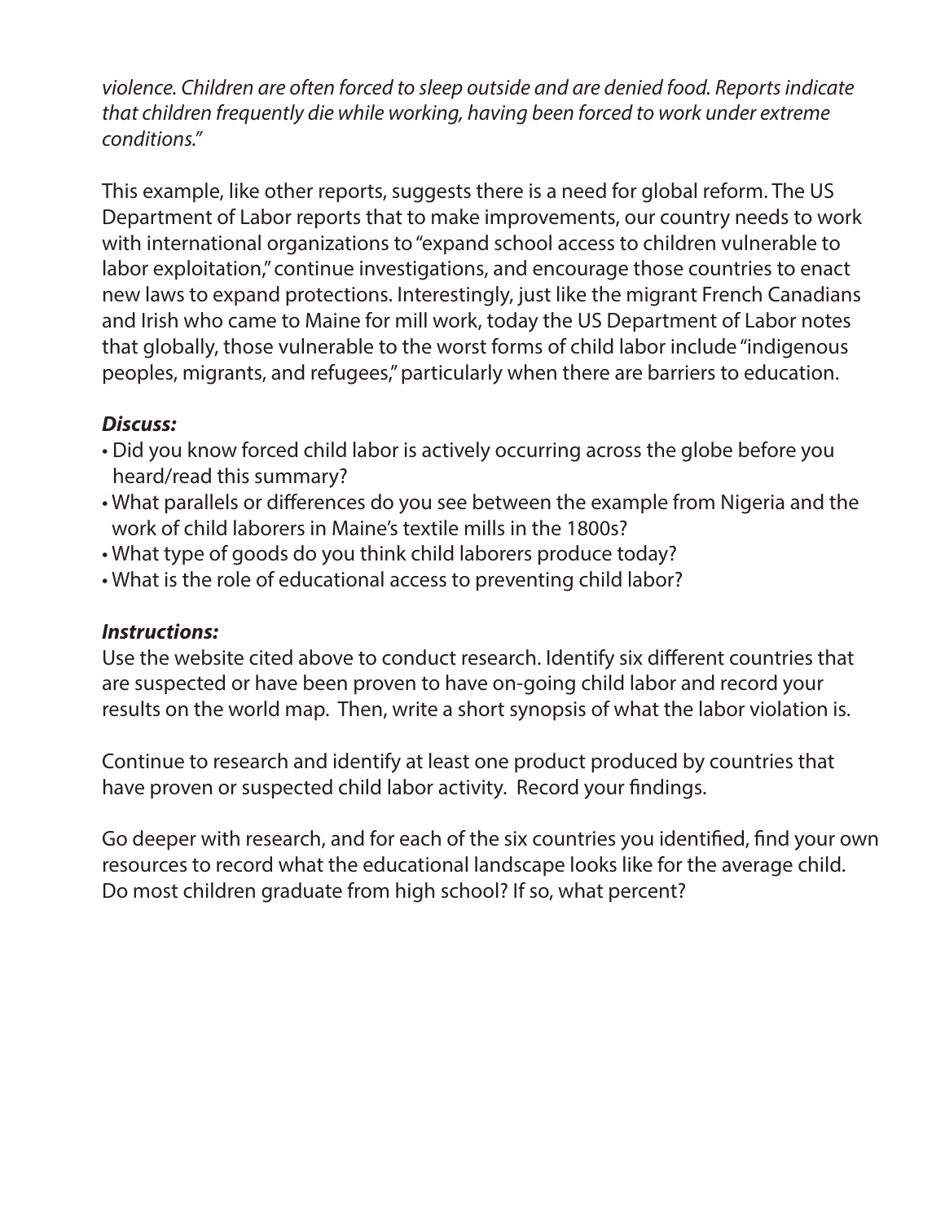*violence. Children are often forced to sleep outside and are denied food. Reports indicate that children frequently die while working, having been forced to work under extreme conditions."*

This example, like other reports, suggests there is a need for global reform. The US Department of Labor reports that to make improvements, our country needs to work with international organizations to "expand school access to children vulnerable to labor exploitation," continue investigations, and encourage those countries to enact new laws to expand protections. Interestingly, just like the migrant French Canadians and Irish who came to Maine for mill work, today the US Department of Labor notes that globally, those vulnerable to the worst forms of child labor include "indigenous peoples, migrants, and refugees," particularly when there are barriers to education.

***Discuss:***

- Did you know forced child labor is actively occurring across the globe before you heard/read this summary?
- What parallels or differences do you see between the example from Nigeria and the work of child laborers in Maine's textile mills in the 1800s?
- What type of goods do you think child laborers produce today?
- What is the role of educational access to preventing child labor?

***Instructions:***

Use the website cited above to conduct research. Identify six different countries that are suspected or have been proven to have on-going child labor and record your results on the world map. Then, write a short synopsis of what the labor violation is.

Continue to research and identify at least one product produced by countries that have proven or suspected child labor activity. Record your findings.

Go deeper with research, and for each of the six countries you identified, find your own resources to record what the educational landscape looks like for the average child. Do most children graduate from high school? If so, what percent?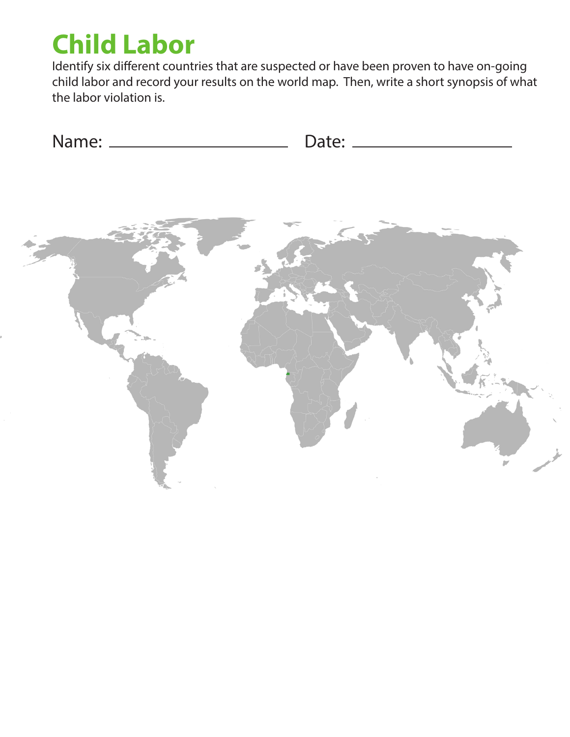# Child Labor

Identify six different countries that are suspected or have been proven to have on-going child labor and record your results on the world map. Then, write a short synopsis of what the labor violation is.

Name: ______________________ Date: ____________________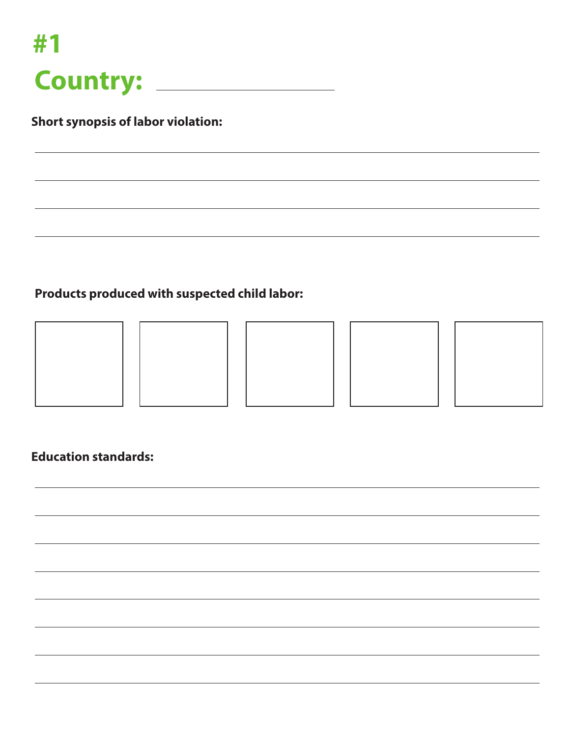# #1

## Country: ____________________

**Short synopsis of labor violation:**

______________________________________________________________________________

______________________________________________________________________________

______________________________________________________________________________

______________________________________________________________________________

**Products produced with suspected child labor:**

**Education standards:**

______________________________________________________________________________

______________________________________________________________________________

______________________________________________________________________________

______________________________________________________________________________

______________________________________________________________________________

______________________________________________________________________________

______________________________________________________________________________

______________________________________________________________________________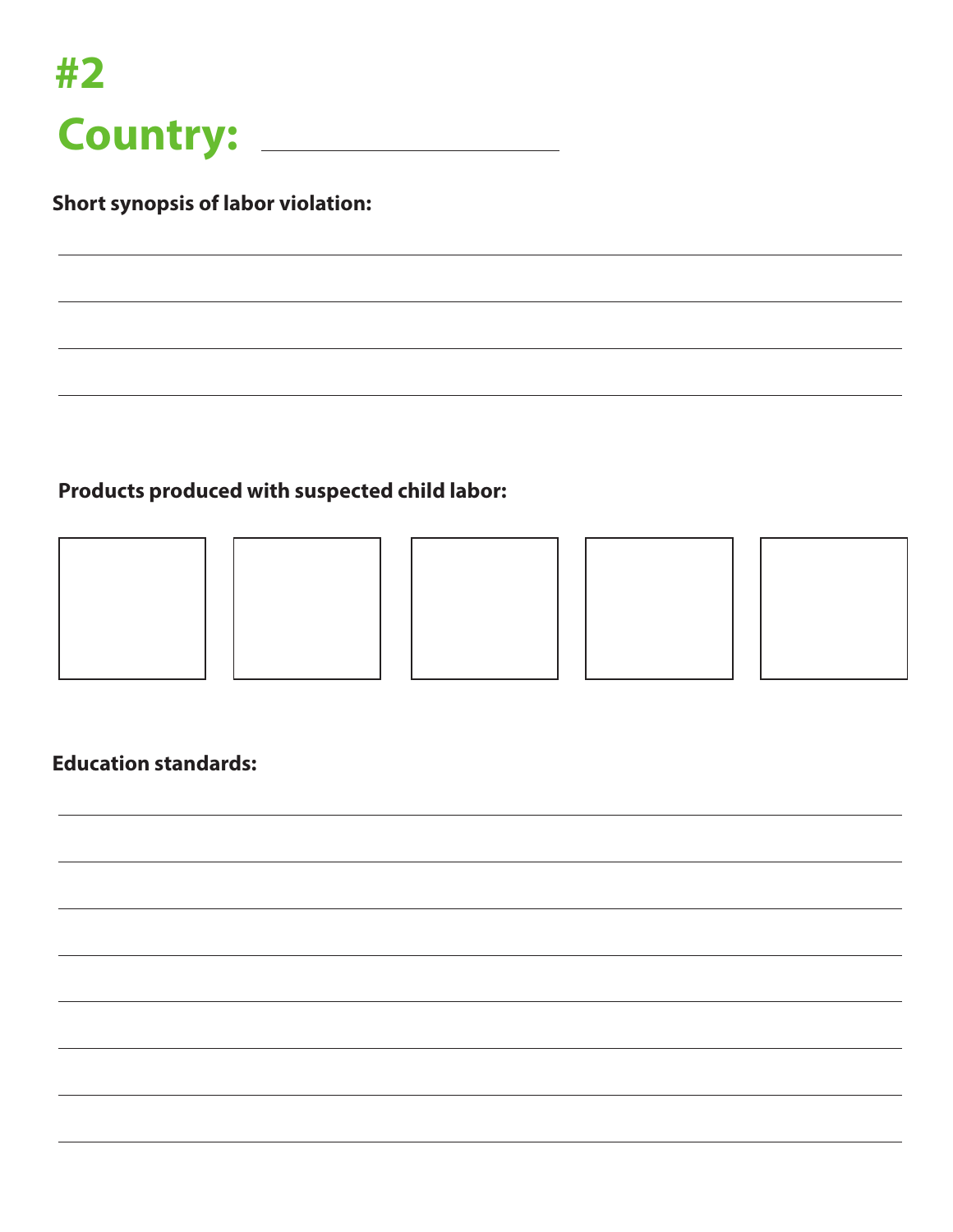# #2

# Country: ____________________

**Short synopsis of labor violation:**

______________________________________________________________________

______________________________________________________________________

______________________________________________________________________

______________________________________________________________________

**Products produced with suspected child labor:**

**Education standards:**

______________________________________________________________________

______________________________________________________________________

______________________________________________________________________

______________________________________________________________________

______________________________________________________________________

______________________________________________________________________

______________________________________________________________________

______________________________________________________________________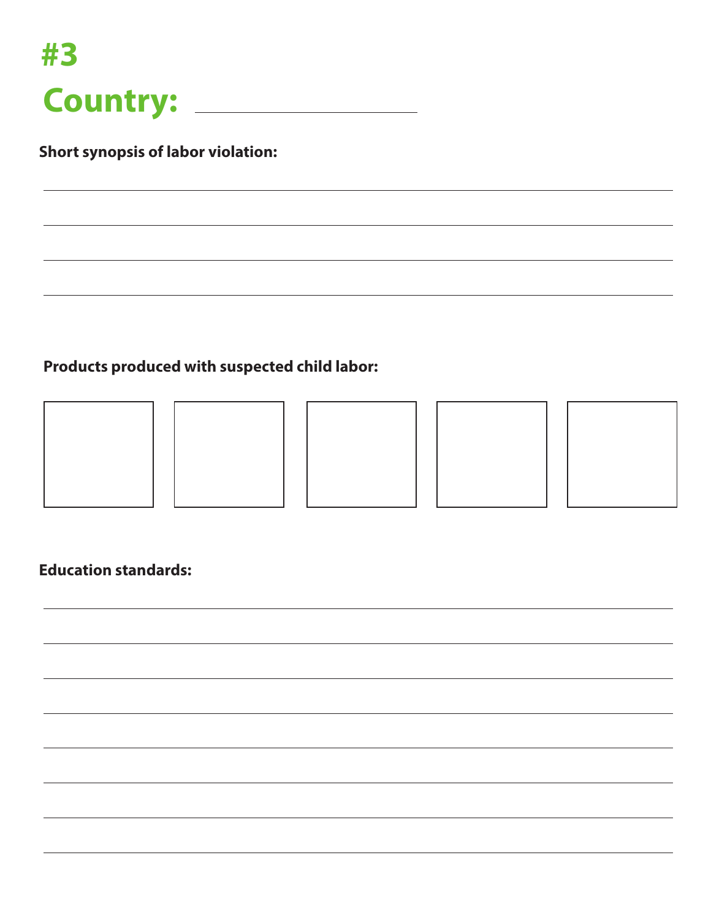# #3

# Country: ______________________

**Short synopsis of labor violation:**

______________________________________________________________________

______________________________________________________________________

______________________________________________________________________

______________________________________________________________________

**Products produced with suspected child labor:**

|   |   |   |   |   |
|---|---|---|---|---|
|   |   |   |   |   |

**Education standards:**

______________________________________________________________________

______________________________________________________________________

______________________________________________________________________

______________________________________________________________________

______________________________________________________________________

______________________________________________________________________

______________________________________________________________________

______________________________________________________________________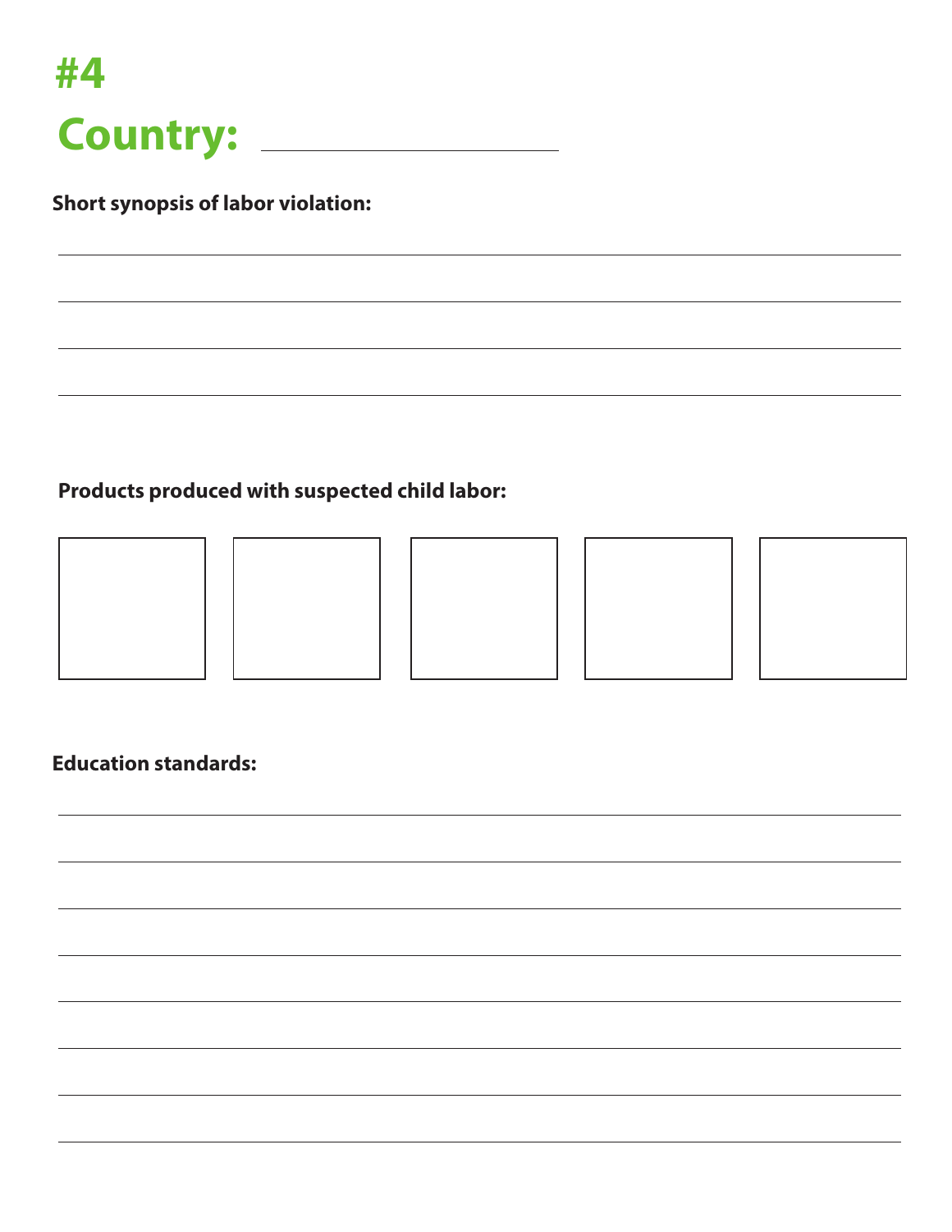# #4

# Country: ____________________

**Short synopsis of labor violation:**

______________________________________________________________________

______________________________________________________________________

______________________________________________________________________

______________________________________________________________________

**Products produced with suspected child labor:**

| | | | | |
|---|---|---|---|---|
| | | | | |

**Education standards:**

______________________________________________________________________

______________________________________________________________________

______________________________________________________________________

______________________________________________________________________

______________________________________________________________________

______________________________________________________________________

______________________________________________________________________

______________________________________________________________________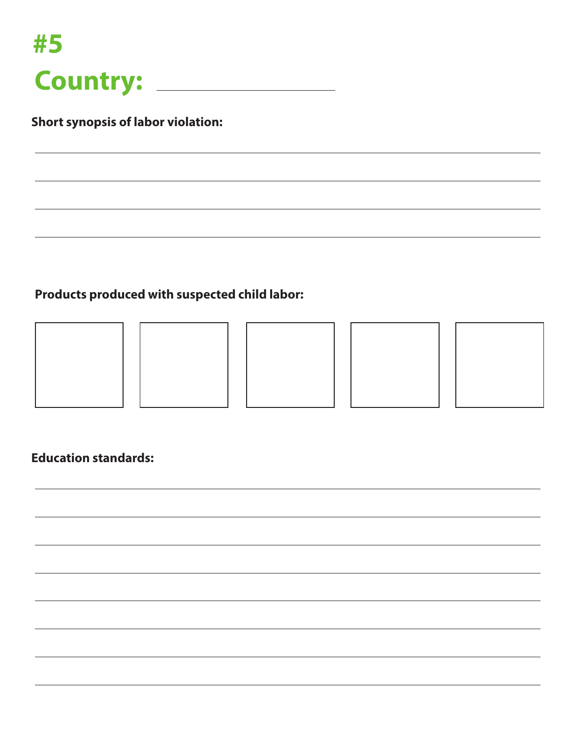# #5

# Country: ____________________

**Short synopsis of labor violation:**

______________________________________________________________________

______________________________________________________________________

______________________________________________________________________

______________________________________________________________________

**Products produced with suspected child labor:**

| | | | | |
|---|---|---|---|---|
| | | | | |

**Education standards:**

______________________________________________________________________

______________________________________________________________________

______________________________________________________________________

______________________________________________________________________

______________________________________________________________________

______________________________________________________________________

______________________________________________________________________

______________________________________________________________________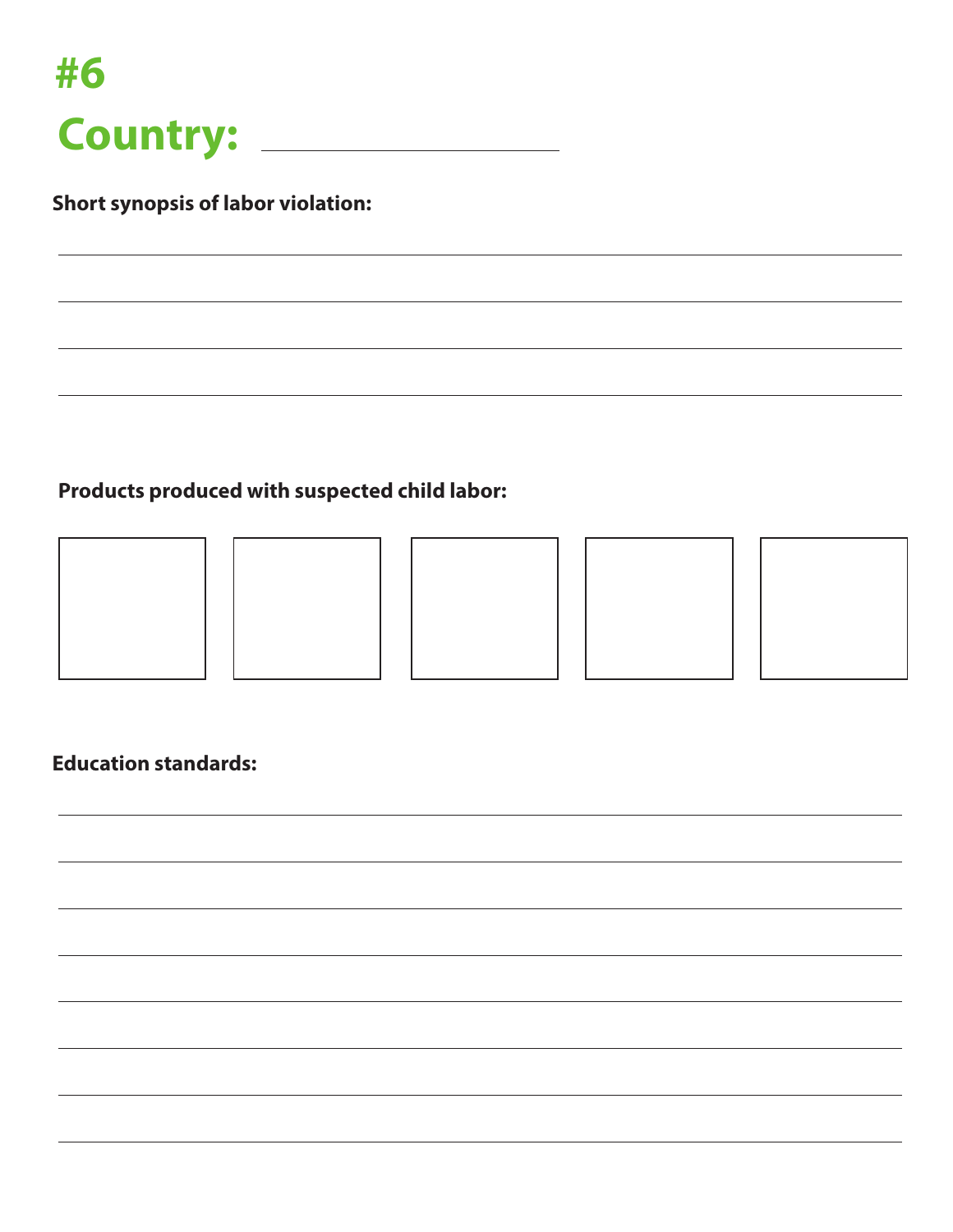# #6

# Country: ____________________

**Short synopsis of labor violation:**

______________________________________________________________________

______________________________________________________________________

______________________________________________________________________

______________________________________________________________________

**Products produced with suspected child labor:**

**Education standards:**

______________________________________________________________________

______________________________________________________________________

______________________________________________________________________

______________________________________________________________________

______________________________________________________________________

______________________________________________________________________

______________________________________________________________________

______________________________________________________________________